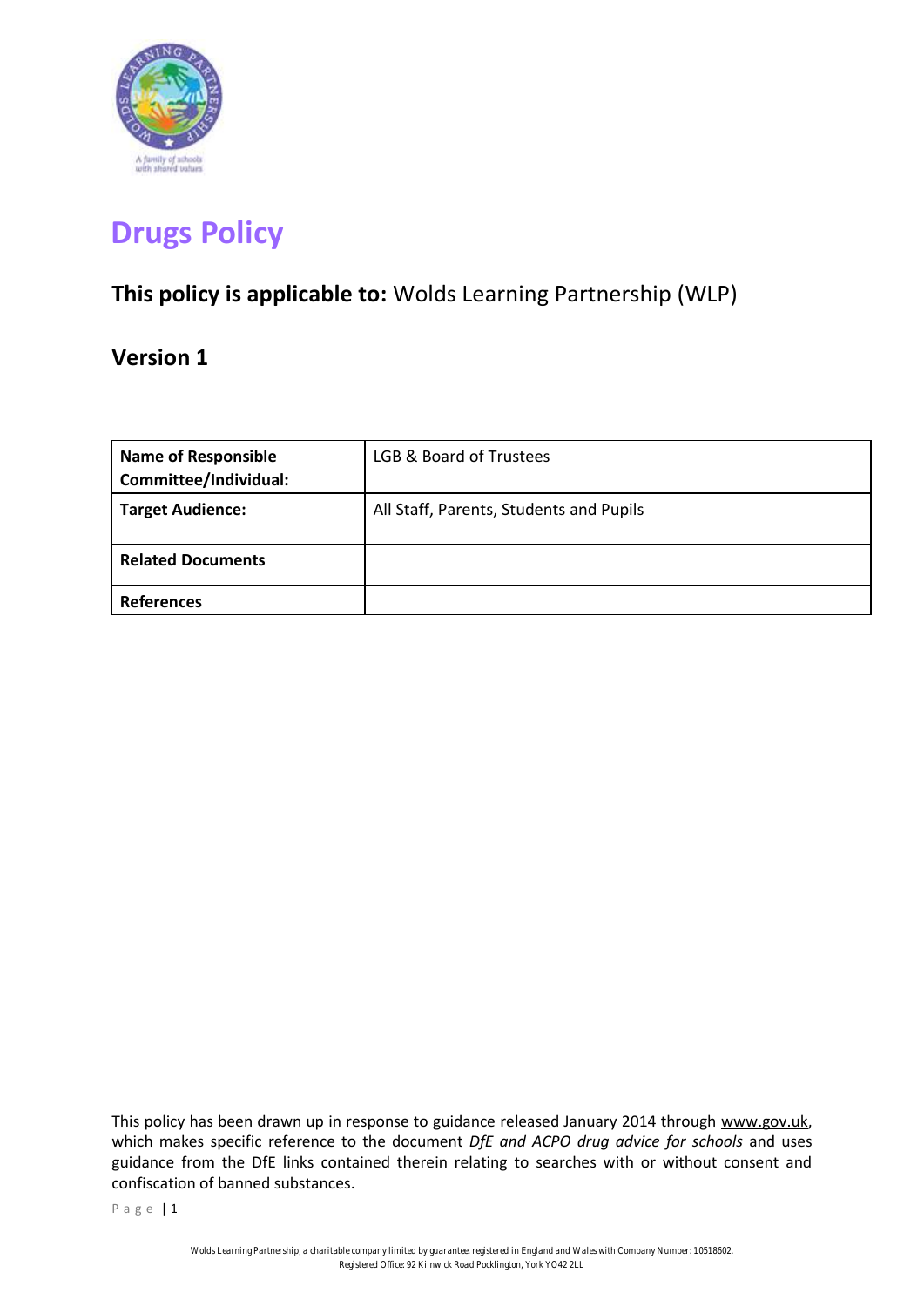# Drugs Policy

## **This policy is applicable to:** Wolds Learning Partnership (WLP)

## Version 1

| **Name of Responsible Committee/Individual:** | LGB & Board of Trustees |
|---|---|
| **Target Audience:** | All Staff, Parents, Students and Pupils |
| **Related Documents** | |
| **References** | |

This policy has been drawn up in response to guidance released January 2014 through www.gov.uk, which makes specific reference to the document *DfE and ACPO drug advice for schools* and uses guidance from the DfE links contained therein relating to searches with or without consent and confiscation of banned substances.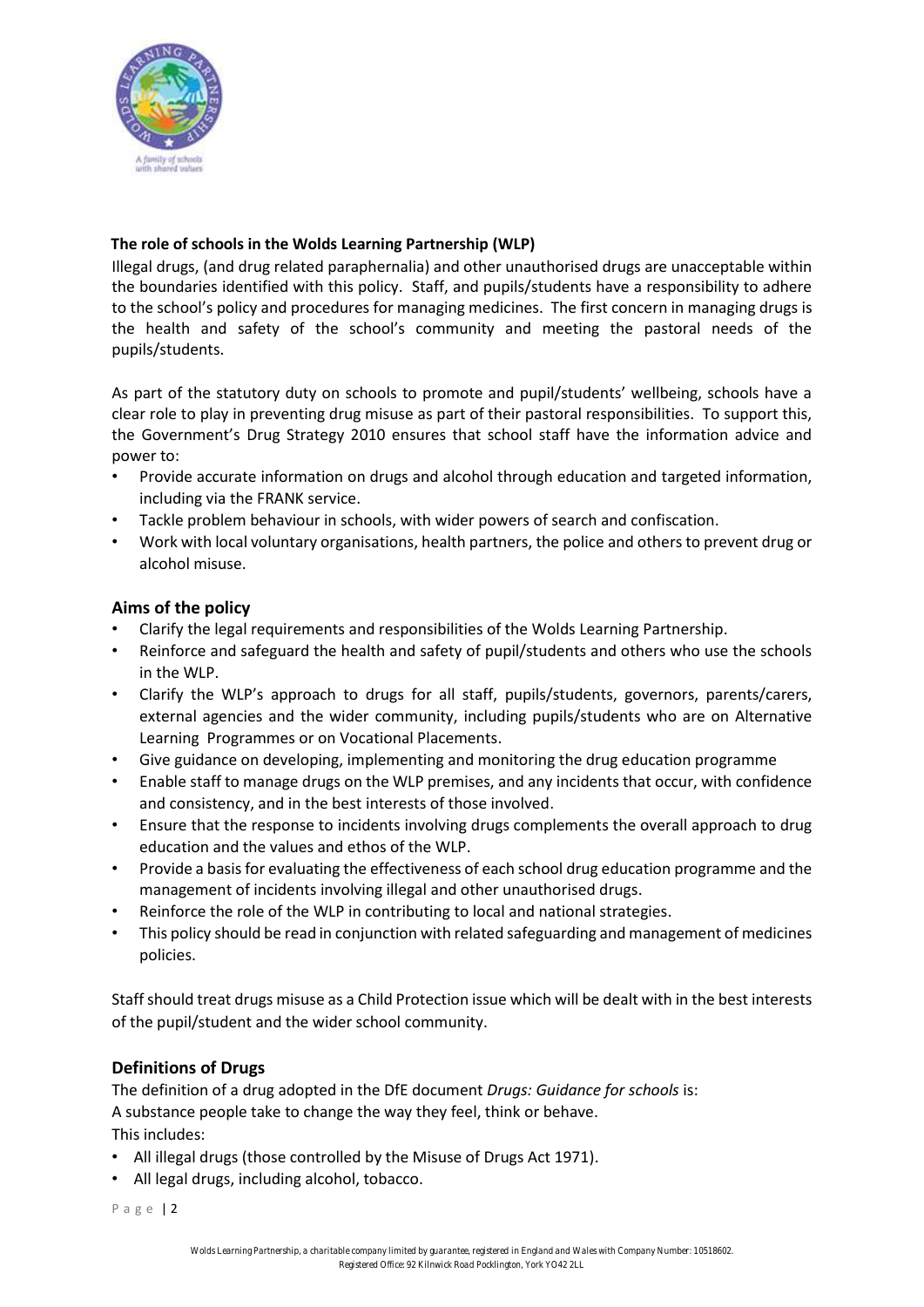**The role of schools in the Wolds Learning Partnership (WLP)**

Illegal drugs, (and drug related paraphernalia) and other unauthorised drugs are unacceptable within the boundaries identified with this policy. Staff, and pupils/students have a responsibility to adhere to the school's policy and procedures for managing medicines. The first concern in managing drugs is the health and safety of the school's community and meeting the pastoral needs of the pupils/students.

As part of the statutory duty on schools to promote and pupil/students' wellbeing, schools have a clear role to play in preventing drug misuse as part of their pastoral responsibilities. To support this, the Government's Drug Strategy 2010 ensures that school staff have the information advice and power to:

- Provide accurate information on drugs and alcohol through education and targeted information, including via the FRANK service.
- Tackle problem behaviour in schools, with wider powers of search and confiscation.
- Work with local voluntary organisations, health partners, the police and others to prevent drug or alcohol misuse.

## Aims of the policy

- Clarify the legal requirements and responsibilities of the Wolds Learning Partnership.
- Reinforce and safeguard the health and safety of pupil/students and others who use the schools in the WLP.
- Clarify the WLP's approach to drugs for all staff, pupils/students, governors, parents/carers, external agencies and the wider community, including pupils/students who are on Alternative Learning Programmes or on Vocational Placements.
- Give guidance on developing, implementing and monitoring the drug education programme
- Enable staff to manage drugs on the WLP premises, and any incidents that occur, with confidence and consistency, and in the best interests of those involved.
- Ensure that the response to incidents involving drugs complements the overall approach to drug education and the values and ethos of the WLP.
- Provide a basis for evaluating the effectiveness of each school drug education programme and the management of incidents involving illegal and other unauthorised drugs.
- Reinforce the role of the WLP in contributing to local and national strategies.
- This policy should be read in conjunction with related safeguarding and management of medicines policies.

Staff should treat drugs misuse as a Child Protection issue which will be dealt with in the best interests of the pupil/student and the wider school community.

## Definitions of Drugs

The definition of a drug adopted in the DfE document *Drugs: Guidance for schools* is:
A substance people take to change the way they feel, think or behave.
This includes:

- All illegal drugs (those controlled by the Misuse of Drugs Act 1971).
- All legal drugs, including alcohol, tobacco.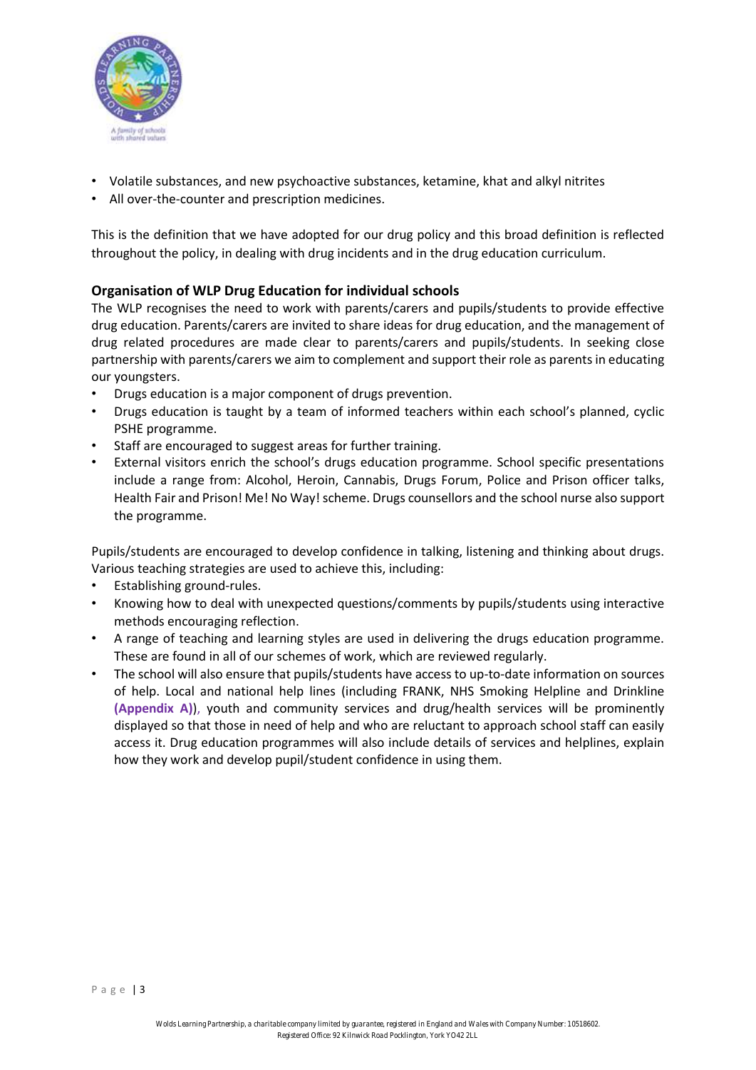- Volatile substances, and new psychoactive substances, ketamine, khat and alkyl nitrites
- All over-the-counter and prescription medicines.

This is the definition that we have adopted for our drug policy and this broad definition is reflected throughout the policy, in dealing with drug incidents and in the drug education curriculum.

### Organisation of WLP Drug Education for individual schools

The WLP recognises the need to work with parents/carers and pupils/students to provide effective drug education. Parents/carers are invited to share ideas for drug education, and the management of drug related procedures are made clear to parents/carers and pupils/students. In seeking close partnership with parents/carers we aim to complement and support their role as parents in educating our youngsters.

- Drugs education is a major component of drugs prevention.
- Drugs education is taught by a team of informed teachers within each school's planned, cyclic PSHE programme.
- Staff are encouraged to suggest areas for further training.
- External visitors enrich the school's drugs education programme. School specific presentations include a range from: Alcohol, Heroin, Cannabis, Drugs Forum, Police and Prison officer talks, Health Fair and Prison! Me! No Way! scheme. Drugs counsellors and the school nurse also support the programme.

Pupils/students are encouraged to develop confidence in talking, listening and thinking about drugs. Various teaching strategies are used to achieve this, including:

- Establishing ground-rules.
- Knowing how to deal with unexpected questions/comments by pupils/students using interactive methods encouraging reflection.
- A range of teaching and learning styles are used in delivering the drugs education programme. These are found in all of our schemes of work, which are reviewed regularly.
- The school will also ensure that pupils/students have access to up-to-date information on sources of help. Local and national help lines (including FRANK, NHS Smoking Helpline and Drinkline **(Appendix A)**), youth and community services and drug/health services will be prominently displayed so that those in need of help and who are reluctant to approach school staff can easily access it. Drug education programmes will also include details of services and helplines, explain how they work and develop pupil/student confidence in using them.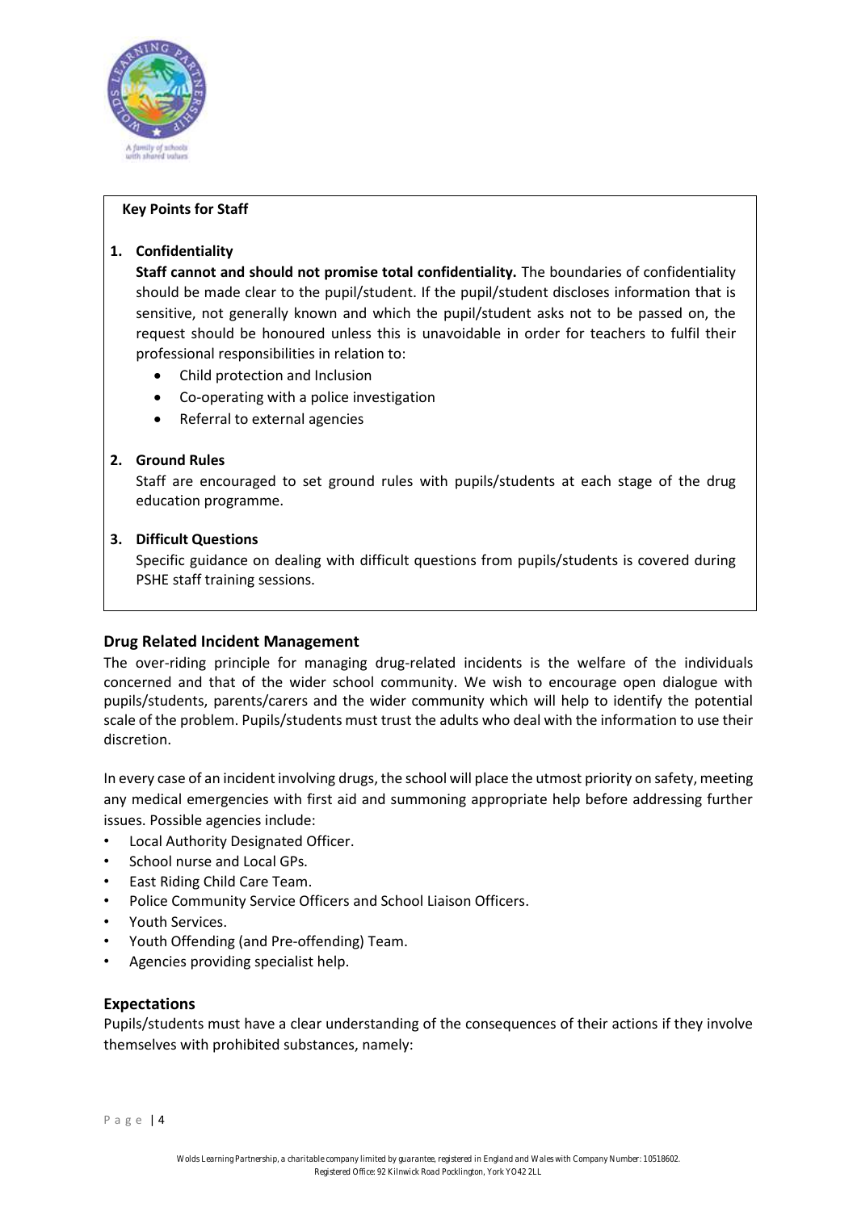**Key Points for Staff**

1. **Confidentiality**

   **Staff cannot and should not promise total confidentiality.** The boundaries of confidentiality should be made clear to the pupil/student. If the pupil/student discloses information that is sensitive, not generally known and which the pupil/student asks not to be passed on, the request should be honoured unless this is unavoidable in order for teachers to fulfil their professional responsibilities in relation to:

   - Child protection and Inclusion
   - Co-operating with a police investigation
   - Referral to external agencies

2. **Ground Rules**

   Staff are encouraged to set ground rules with pupils/students at each stage of the drug education programme.

3. **Difficult Questions**

   Specific guidance on dealing with difficult questions from pupils/students is covered during PSHE staff training sessions.

## Drug Related Incident Management

The over-riding principle for managing drug-related incidents is the welfare of the individuals concerned and that of the wider school community. We wish to encourage open dialogue with pupils/students, parents/carers and the wider community which will help to identify the potential scale of the problem. Pupils/students must trust the adults who deal with the information to use their discretion.

In every case of an incident involving drugs, the school will place the utmost priority on safety, meeting any medical emergencies with first aid and summoning appropriate help before addressing further issues. Possible agencies include:

- Local Authority Designated Officer.
- School nurse and Local GPs.
- East Riding Child Care Team.
- Police Community Service Officers and School Liaison Officers.
- Youth Services.
- Youth Offending (and Pre-offending) Team.
- Agencies providing specialist help.

## Expectations

Pupils/students must have a clear understanding of the consequences of their actions if they involve themselves with prohibited substances, namely: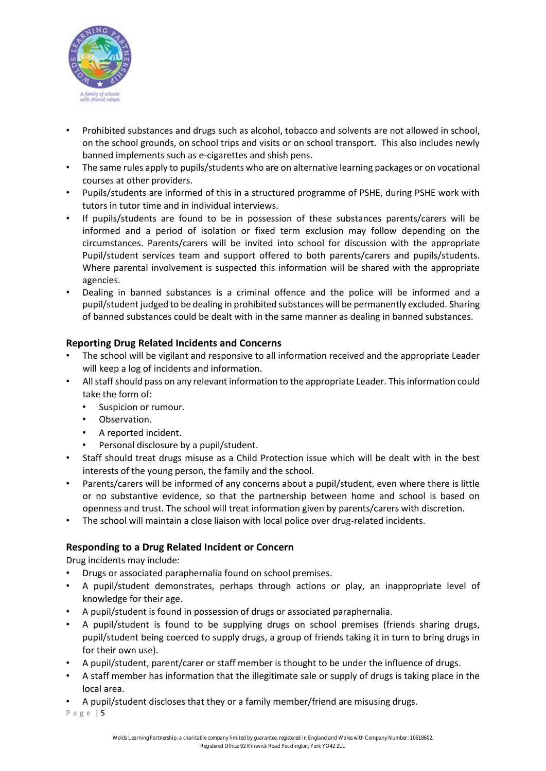- Prohibited substances and drugs such as alcohol, tobacco and solvents are not allowed in school, on the school grounds, on school trips and visits or on school transport. This also includes newly banned implements such as e-cigarettes and shish pens.
- The same rules apply to pupils/students who are on alternative learning packages or on vocational courses at other providers.
- Pupils/students are informed of this in a structured programme of PSHE, during PSHE work with tutors in tutor time and in individual interviews.
- If pupils/students are found to be in possession of these substances parents/carers will be informed and a period of isolation or fixed term exclusion may follow depending on the circumstances. Parents/carers will be invited into school for discussion with the appropriate Pupil/student services team and support offered to both parents/carers and pupils/students. Where parental involvement is suspected this information will be shared with the appropriate agencies.
- Dealing in banned substances is a criminal offence and the police will be informed and a pupil/student judged to be dealing in prohibited substances will be permanently excluded. Sharing of banned substances could be dealt with in the same manner as dealing in banned substances.

### Reporting Drug Related Incidents and Concerns

- The school will be vigilant and responsive to all information received and the appropriate Leader will keep a log of incidents and information.
- All staff should pass on any relevant information to the appropriate Leader. This information could take the form of:
  - Suspicion or rumour.
  - Observation.
  - A reported incident.
  - Personal disclosure by a pupil/student.
- Staff should treat drugs misuse as a Child Protection issue which will be dealt with in the best interests of the young person, the family and the school.
- Parents/carers will be informed of any concerns about a pupil/student, even where there is little or no substantive evidence, so that the partnership between home and school is based on openness and trust. The school will treat information given by parents/carers with discretion.
- The school will maintain a close liaison with local police over drug-related incidents.

### Responding to a Drug Related Incident or Concern

Drug incidents may include:

- Drugs or associated paraphernalia found on school premises.
- A pupil/student demonstrates, perhaps through actions or play, an inappropriate level of knowledge for their age.
- A pupil/student is found in possession of drugs or associated paraphernalia.
- A pupil/student is found to be supplying drugs on school premises (friends sharing drugs, pupil/student being coerced to supply drugs, a group of friends taking it in turn to bring drugs in for their own use).
- A pupil/student, parent/carer or staff member is thought to be under the influence of drugs.
- A staff member has information that the illegitimate sale or supply of drugs is taking place in the local area.
- A pupil/student discloses that they or a family member/friend are misusing drugs.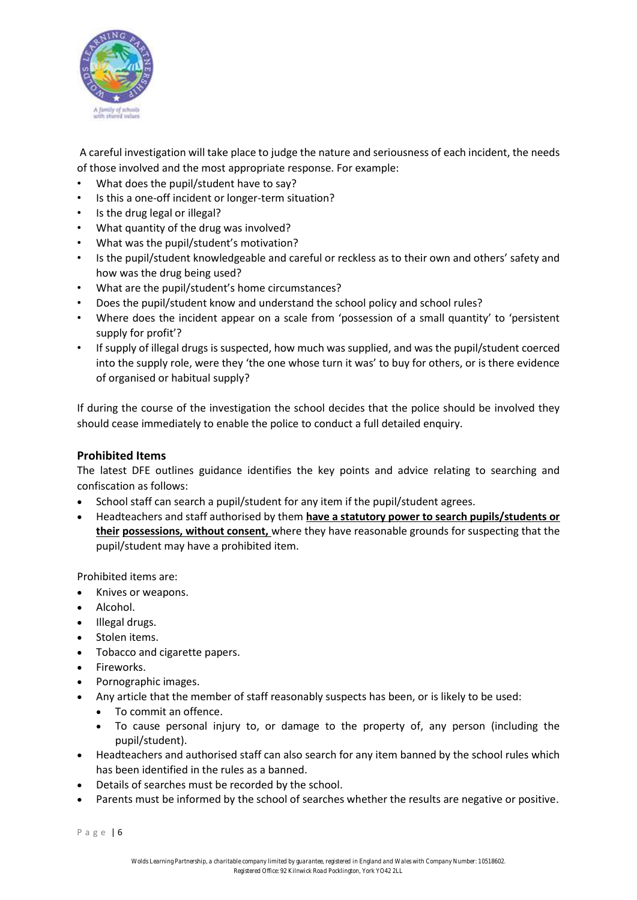A careful investigation will take place to judge the nature and seriousness of each incident, the needs of those involved and the most appropriate response. For example:

- What does the pupil/student have to say?
- Is this a one-off incident or longer-term situation?
- Is the drug legal or illegal?
- What quantity of the drug was involved?
- What was the pupil/student's motivation?
- Is the pupil/student knowledgeable and careful or reckless as to their own and others' safety and how was the drug being used?
- What are the pupil/student's home circumstances?
- Does the pupil/student know and understand the school policy and school rules?
- Where does the incident appear on a scale from 'possession of a small quantity' to 'persistent supply for profit'?
- If supply of illegal drugs is suspected, how much was supplied, and was the pupil/student coerced into the supply role, were they 'the one whose turn it was' to buy for others, or is there evidence of organised or habitual supply?

If during the course of the investigation the school decides that the police should be involved they should cease immediately to enable the police to conduct a full detailed enquiry.

### Prohibited Items

The latest DFE outlines guidance identifies the key points and advice relating to searching and confiscation as follows:

- School staff can search a pupil/student for any item if the pupil/student agrees.
- Headteachers and staff authorised by them **have a statutory power to search pupils/students or their possessions, without consent,** where they have reasonable grounds for suspecting that the pupil/student may have a prohibited item.

Prohibited items are:

- Knives or weapons.
- Alcohol.
- Illegal drugs.
- Stolen items.
- Tobacco and cigarette papers.
- Fireworks.
- Pornographic images.
- Any article that the member of staff reasonably suspects has been, or is likely to be used:
  - To commit an offence.
  - To cause personal injury to, or damage to the property of, any person (including the pupil/student).
- Headteachers and authorised staff can also search for any item banned by the school rules which has been identified in the rules as a banned.
- Details of searches must be recorded by the school.
- Parents must be informed by the school of searches whether the results are negative or positive.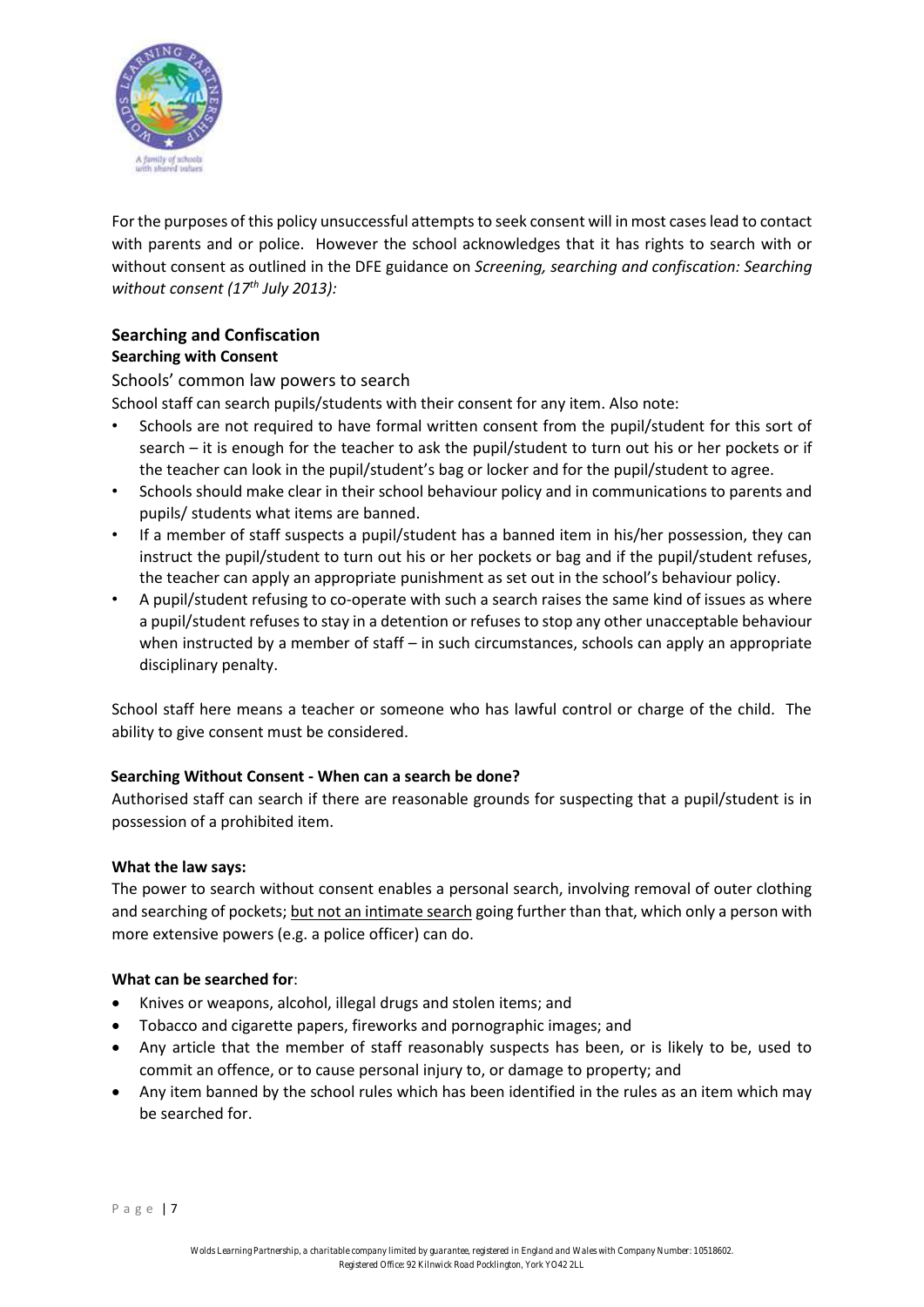For the purposes of this policy unsuccessful attempts to seek consent will in most cases lead to contact with parents and or police. However the school acknowledges that it has rights to search with or without consent as outlined in the DFE guidance on *Screening, searching and confiscation: Searching without consent (17th July 2013):*

## Searching and Confiscation

### Searching with Consent

Schools' common law powers to search

School staff can search pupils/students with their consent for any item. Also note:

- Schools are not required to have formal written consent from the pupil/student for this sort of search – it is enough for the teacher to ask the pupil/student to turn out his or her pockets or if the teacher can look in the pupil/student's bag or locker and for the pupil/student to agree.
- Schools should make clear in their school behaviour policy and in communications to parents and pupils/ students what items are banned.
- If a member of staff suspects a pupil/student has a banned item in his/her possession, they can instruct the pupil/student to turn out his or her pockets or bag and if the pupil/student refuses, the teacher can apply an appropriate punishment as set out in the school's behaviour policy.
- A pupil/student refusing to co-operate with such a search raises the same kind of issues as where a pupil/student refuses to stay in a detention or refuses to stop any other unacceptable behaviour when instructed by a member of staff – in such circumstances, schools can apply an appropriate disciplinary penalty.

School staff here means a teacher or someone who has lawful control or charge of the child. The ability to give consent must be considered.

**Searching Without Consent - When can a search be done?**

Authorised staff can search if there are reasonable grounds for suspecting that a pupil/student is in possession of a prohibited item.

**What the law says:**

The power to search without consent enables a personal search, involving removal of outer clothing and searching of pockets; but not an intimate search going further than that, which only a person with more extensive powers (e.g. a police officer) can do.

**What can be searched for**:

- Knives or weapons, alcohol, illegal drugs and stolen items; and
- Tobacco and cigarette papers, fireworks and pornographic images; and
- Any article that the member of staff reasonably suspects has been, or is likely to be, used to commit an offence, or to cause personal injury to, or damage to property; and
- Any item banned by the school rules which has been identified in the rules as an item which may be searched for.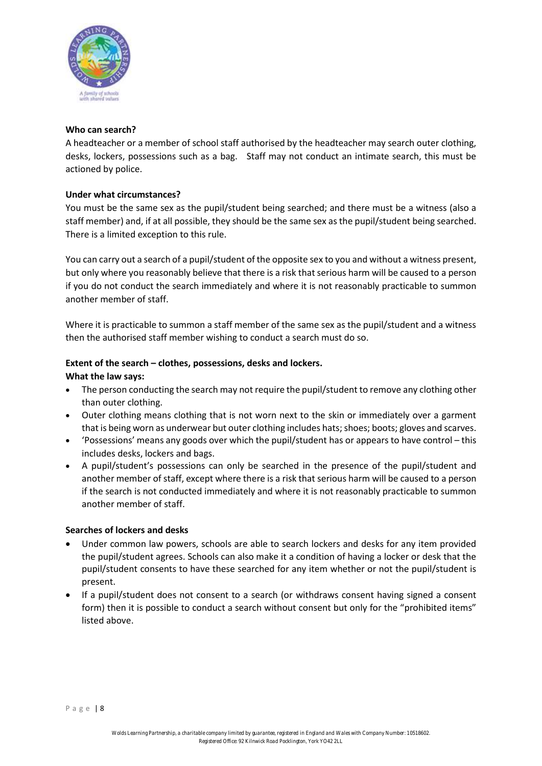**Who can search?**

A headteacher or a member of school staff authorised by the headteacher may search outer clothing, desks, lockers, possessions such as a bag. Staff may not conduct an intimate search, this must be actioned by police.

**Under what circumstances?**

You must be the same sex as the pupil/student being searched; and there must be a witness (also a staff member) and, if at all possible, they should be the same sex as the pupil/student being searched. There is a limited exception to this rule.

You can carry out a search of a pupil/student of the opposite sex to you and without a witness present, but only where you reasonably believe that there is a risk that serious harm will be caused to a person if you do not conduct the search immediately and where it is not reasonably practicable to summon another member of staff.

Where it is practicable to summon a staff member of the same sex as the pupil/student and a witness then the authorised staff member wishing to conduct a search must do so.

**Extent of the search – clothes, possessions, desks and lockers.**

**What the law says:**

- The person conducting the search may not require the pupil/student to remove any clothing other than outer clothing.
- Outer clothing means clothing that is not worn next to the skin or immediately over a garment that is being worn as underwear but outer clothing includes hats; shoes; boots; gloves and scarves.
- 'Possessions' means any goods over which the pupil/student has or appears to have control – this includes desks, lockers and bags.
- A pupil/student's possessions can only be searched in the presence of the pupil/student and another member of staff, except where there is a risk that serious harm will be caused to a person if the search is not conducted immediately and where it is not reasonably practicable to summon another member of staff.

**Searches of lockers and desks**

- Under common law powers, schools are able to search lockers and desks for any item provided the pupil/student agrees. Schools can also make it a condition of having a locker or desk that the pupil/student consents to have these searched for any item whether or not the pupil/student is present.
- If a pupil/student does not consent to a search (or withdraws consent having signed a consent form) then it is possible to conduct a search without consent but only for the "prohibited items" listed above.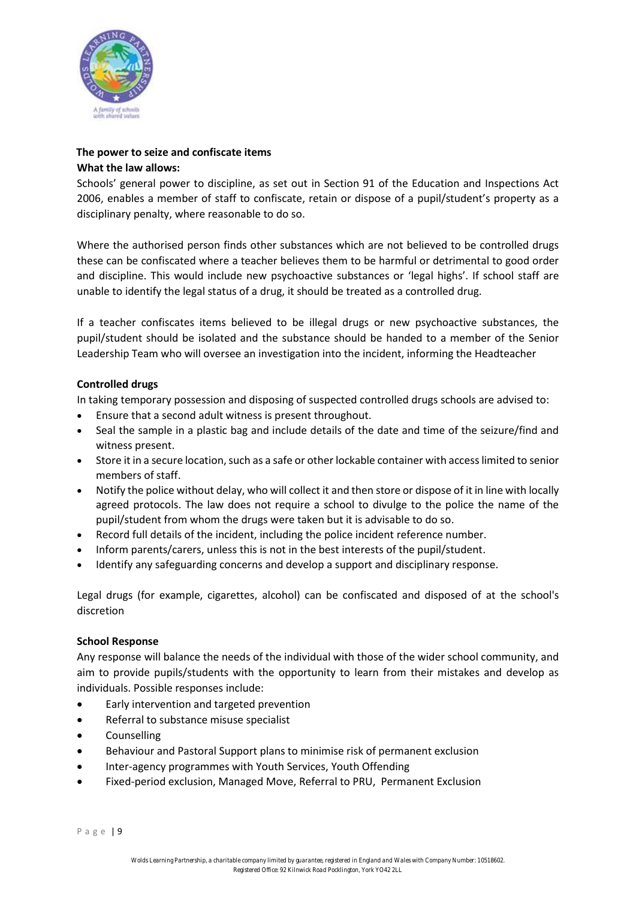**The power to seize and confiscate items**

**What the law allows:**

Schools' general power to discipline, as set out in Section 91 of the Education and Inspections Act 2006, enables a member of staff to confiscate, retain or dispose of a pupil/student's property as a disciplinary penalty, where reasonable to do so.

Where the authorised person finds other substances which are not believed to be controlled drugs these can be confiscated where a teacher believes them to be harmful or detrimental to good order and discipline. This would include new psychoactive substances or 'legal highs'. If school staff are unable to identify the legal status of a drug, it should be treated as a controlled drug.

If a teacher confiscates items believed to be illegal drugs or new psychoactive substances, the pupil/student should be isolated and the substance should be handed to a member of the Senior Leadership Team who will oversee an investigation into the incident, informing the Headteacher

**Controlled drugs**

In taking temporary possession and disposing of suspected controlled drugs schools are advised to:

- Ensure that a second adult witness is present throughout.
- Seal the sample in a plastic bag and include details of the date and time of the seizure/find and witness present.
- Store it in a secure location, such as a safe or other lockable container with access limited to senior members of staff.
- Notify the police without delay, who will collect it and then store or dispose of it in line with locally agreed protocols. The law does not require a school to divulge to the police the name of the pupil/student from whom the drugs were taken but it is advisable to do so.
- Record full details of the incident, including the police incident reference number.
- Inform parents/carers, unless this is not in the best interests of the pupil/student.
- Identify any safeguarding concerns and develop a support and disciplinary response.

Legal drugs (for example, cigarettes, alcohol) can be confiscated and disposed of at the school's discretion

**School Response**

Any response will balance the needs of the individual with those of the wider school community, and aim to provide pupils/students with the opportunity to learn from their mistakes and develop as individuals. Possible responses include:

- Early intervention and targeted prevention
- Referral to substance misuse specialist
- Counselling
- Behaviour and Pastoral Support plans to minimise risk of permanent exclusion
- Inter-agency programmes with Youth Services, Youth Offending
- Fixed-period exclusion, Managed Move, Referral to PRU, Permanent Exclusion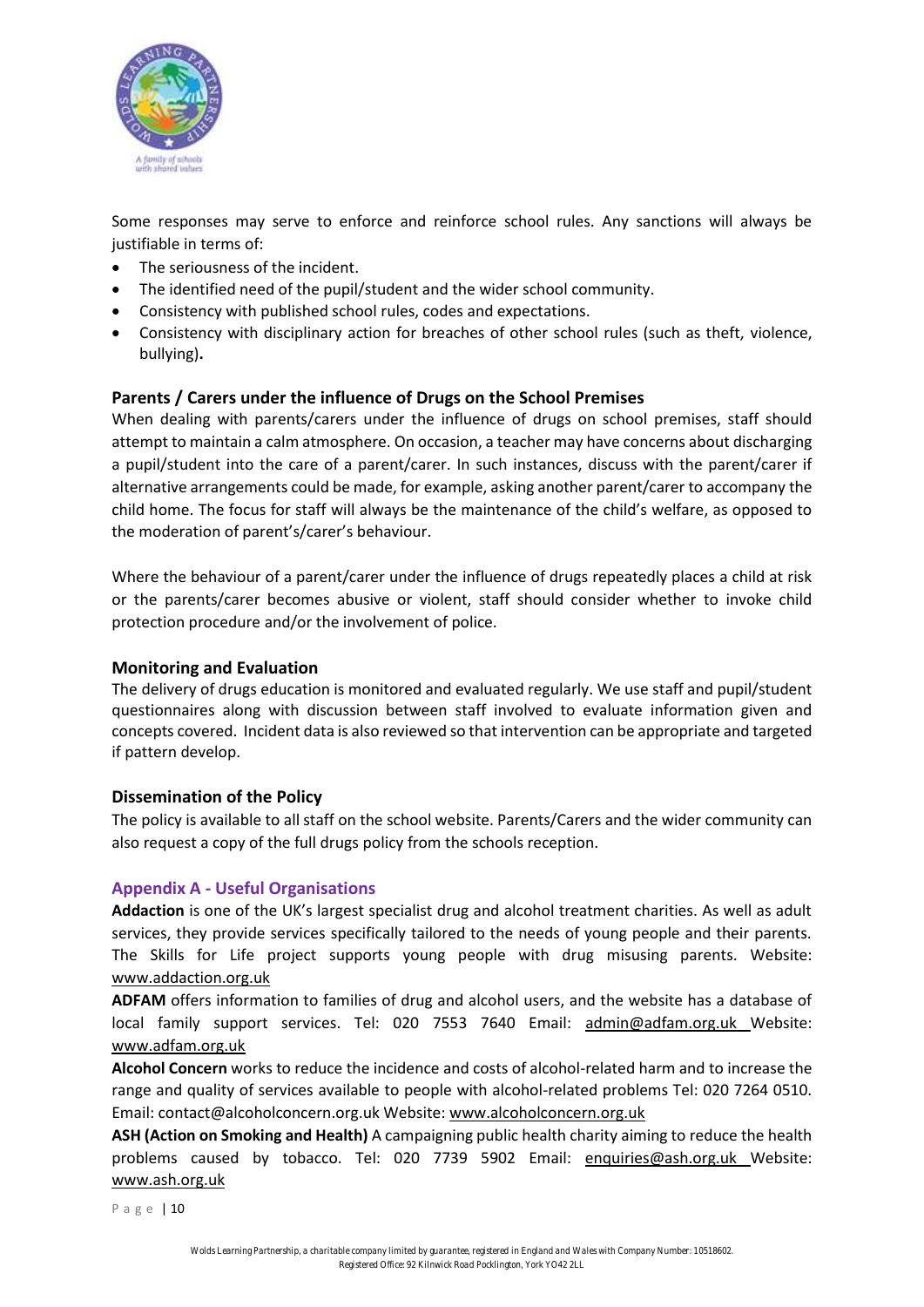Some responses may serve to enforce and reinforce school rules. Any sanctions will always be justifiable in terms of:

- The seriousness of the incident.
- The identified need of the pupil/student and the wider school community.
- Consistency with published school rules, codes and expectations.
- Consistency with disciplinary action for breaches of other school rules (such as theft, violence, bullying).

### Parents / Carers under the influence of Drugs on the School Premises

When dealing with parents/carers under the influence of drugs on school premises, staff should attempt to maintain a calm atmosphere. On occasion, a teacher may have concerns about discharging a pupil/student into the care of a parent/carer. In such instances, discuss with the parent/carer if alternative arrangements could be made, for example, asking another parent/carer to accompany the child home. The focus for staff will always be the maintenance of the child's welfare, as opposed to the moderation of parent's/carer's behaviour.

Where the behaviour of a parent/carer under the influence of drugs repeatedly places a child at risk or the parents/carer becomes abusive or violent, staff should consider whether to invoke child protection procedure and/or the involvement of police.

### Monitoring and Evaluation

The delivery of drugs education is monitored and evaluated regularly. We use staff and pupil/student questionnaires along with discussion between staff involved to evaluate information given and concepts covered. Incident data is also reviewed so that intervention can be appropriate and targeted if pattern develop.

### Dissemination of the Policy

The policy is available to all staff on the school website. Parents/Carers and the wider community can also request a copy of the full drugs policy from the schools reception.

### Appendix A - Useful Organisations

**Addaction** is one of the UK's largest specialist drug and alcohol treatment charities. As well as adult services, they provide services specifically tailored to the needs of young people and their parents. The Skills for Life project supports young people with drug misusing parents. Website: www.addaction.org.uk

**ADFAM** offers information to families of drug and alcohol users, and the website has a database of local family support services. Tel: 020 7553 7640 Email: admin@adfam.org.uk Website: www.adfam.org.uk

**Alcohol Concern** works to reduce the incidence and costs of alcohol-related harm and to increase the range and quality of services available to people with alcohol-related problems Tel: 020 7264 0510. Email: contact@alcoholconcern.org.uk Website: www.alcoholconcern.org.uk

**ASH (Action on Smoking and Health)** A campaigning public health charity aiming to reduce the health problems caused by tobacco. Tel: 020 7739 5902 Email: enquiries@ash.org.uk Website: www.ash.org.uk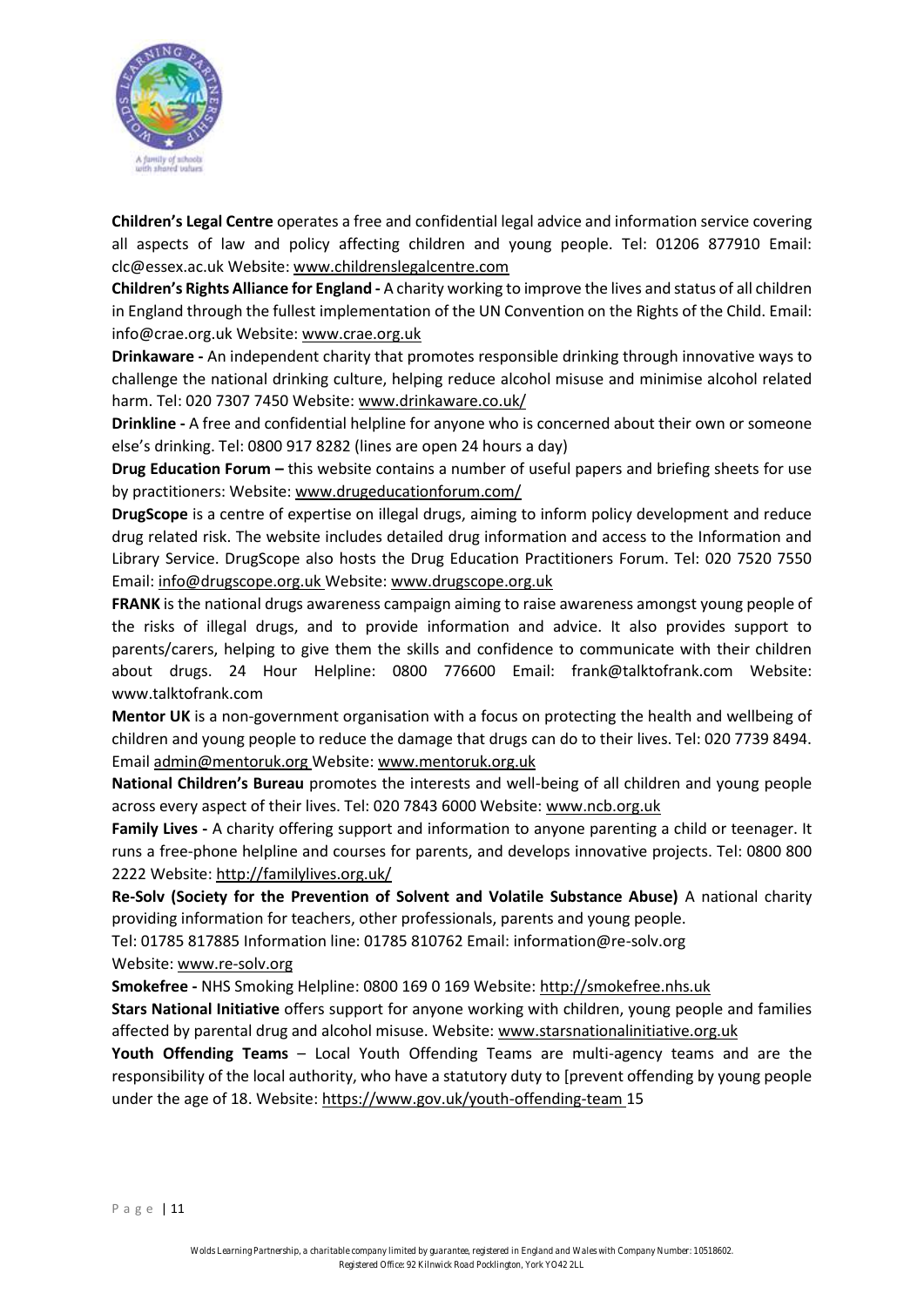**Children's Legal Centre** operates a free and confidential legal advice and information service covering all aspects of law and policy affecting children and young people. Tel: 01206 877910 Email: clc@essex.ac.uk Website: www.childrenslegalcentre.com

**Children's Rights Alliance for England -** A charity working to improve the lives and status of all children in England through the fullest implementation of the UN Convention on the Rights of the Child. Email: info@crae.org.uk Website: www.crae.org.uk

**Drinkaware -** An independent charity that promotes responsible drinking through innovative ways to challenge the national drinking culture, helping reduce alcohol misuse and minimise alcohol related harm. Tel: 020 7307 7450 Website: www.drinkaware.co.uk/

**Drinkline -** A free and confidential helpline for anyone who is concerned about their own or someone else's drinking. Tel: 0800 917 8282 (lines are open 24 hours a day)

**Drug Education Forum –** this website contains a number of useful papers and briefing sheets for use by practitioners: Website: www.drugeducationforum.com/

**DrugScope** is a centre of expertise on illegal drugs, aiming to inform policy development and reduce drug related risk. The website includes detailed drug information and access to the Information and Library Service. DrugScope also hosts the Drug Education Practitioners Forum. Tel: 020 7520 7550 Email: info@drugscope.org.uk Website: www.drugscope.org.uk

**FRANK** is the national drugs awareness campaign aiming to raise awareness amongst young people of the risks of illegal drugs, and to provide information and advice. It also provides support to parents/carers, helping to give them the skills and confidence to communicate with their children about drugs. 24 Hour Helpline: 0800 776600 Email: frank@talktofrank.com Website: www.talktofrank.com

**Mentor UK** is a non-government organisation with a focus on protecting the health and wellbeing of children and young people to reduce the damage that drugs can do to their lives. Tel: 020 7739 8494. Email admin@mentoruk.org Website: www.mentoruk.org.uk

**National Children's Bureau** promotes the interests and well-being of all children and young people across every aspect of their lives. Tel: 020 7843 6000 Website: www.ncb.org.uk

**Family Lives -** A charity offering support and information to anyone parenting a child or teenager. It runs a free-phone helpline and courses for parents, and develops innovative projects. Tel: 0800 800 2222 Website: http://familylives.org.uk/

**Re-Solv (Society for the Prevention of Solvent and Volatile Substance Abuse)** A national charity providing information for teachers, other professionals, parents and young people.
Tel: 01785 817885 Information line: 01785 810762 Email: information@re-solv.org
Website: www.re-solv.org

**Smokefree -** NHS Smoking Helpline: 0800 169 0 169 Website: http://smokefree.nhs.uk

**Stars National Initiative** offers support for anyone working with children, young people and families affected by parental drug and alcohol misuse. Website: www.starsnationalinitiative.org.uk

**Youth Offending Teams** – Local Youth Offending Teams are multi-agency teams and are the responsibility of the local authority, who have a statutory duty to [prevent offending by young people under the age of 18. Website: https://www.gov.uk/youth-offending-team 15

Wolds Learning Partnership, a charitable company limited by guarantee, registered in England and Wales with Company Number: 10518602.
Registered Office: 92 Kilnwick Road Pocklington, York YO42 2LL